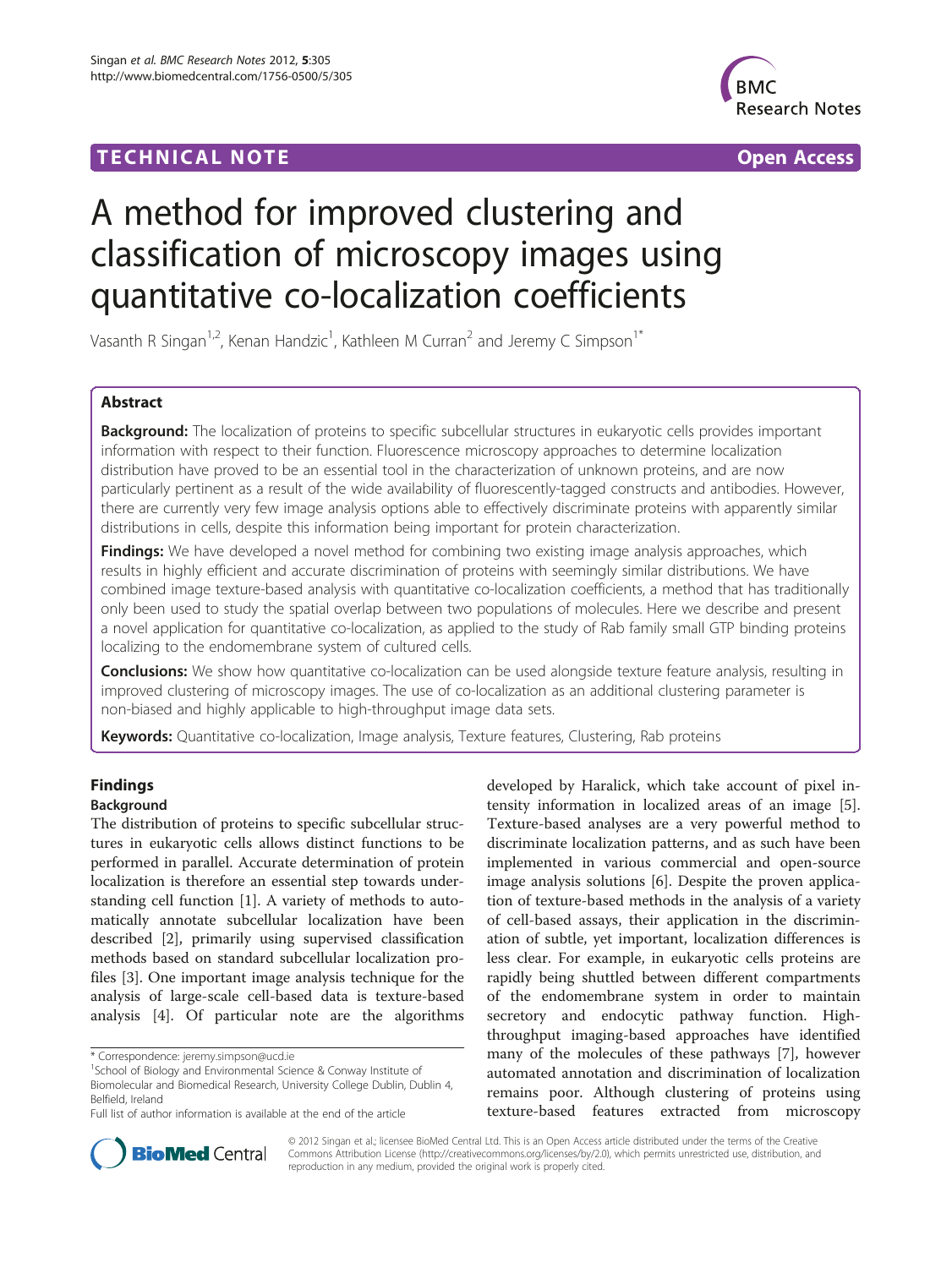**TECHNICAL NOTE** **Open Access**

# A method for improved clustering and classification of microscopy images using quantitative co-localization coefficients

Vasanth R Singan[1,2], Kenan Handzic[1], Kathleen M Curran[2] and Jeremy C Simpson[1*]

## Abstract

**Background:** The localization of proteins to specific subcellular structures in eukaryotic cells provides important information with respect to their function. Fluorescence microscopy approaches to determine localization distribution have proved to be an essential tool in the characterization of unknown proteins, and are now particularly pertinent as a result of the wide availability of fluorescently-tagged constructs and antibodies. However, there are currently very few image analysis options able to effectively discriminate proteins with apparently similar distributions in cells, despite this information being important for protein characterization.

**Findings:** We have developed a novel method for combining two existing image analysis approaches, which results in highly efficient and accurate discrimination of proteins with seemingly similar distributions. We have combined image texture-based analysis with quantitative co-localization coefficients, a method that has traditionally only been used to study the spatial overlap between two populations of molecules. Here we describe and present a novel application for quantitative co-localization, as applied to the study of Rab family small GTP binding proteins localizing to the endomembrane system of cultured cells.

**Conclusions:** We show how quantitative co-localization can be used alongside texture feature analysis, resulting in improved clustering of microscopy images. The use of co-localization as an additional clustering parameter is non-biased and highly applicable to high-throughput image data sets.

**Keywords:** Quantitative co-localization, Image analysis, Texture features, Clustering, Rab proteins

## Findings

### Background

The distribution of proteins to specific subcellular structures in eukaryotic cells allows distinct functions to be performed in parallel. Accurate determination of protein localization is therefore an essential step towards understanding cell function [1]. A variety of methods to automatically annotate subcellular localization have been described [2], primarily using supervised classification methods based on standard subcellular localization profiles [3]. One important image analysis technique for the analysis of large-scale cell-based data is texture-based analysis [4]. Of particular note are the algorithms developed by Haralick, which take account of pixel intensity information in localized areas of an image [5]. Texture-based analyses are a very powerful method to discriminate localization patterns, and as such have been implemented in various commercial and open-source image analysis solutions [6]. Despite the proven application of texture-based methods in the analysis of a variety of cell-based assays, their application in the discrimination of subtle, yet important, localization differences is less clear. For example, in eukaryotic cells proteins are rapidly being shuttled between different compartments of the endomembrane system in order to maintain secretory and endocytic pathway function. High-throughput imaging-based approaches have identified many of the molecules of these pathways [7], however automated annotation and discrimination of localization remains poor. Although clustering of proteins using texture-based features extracted from microscopy

\* Correspondence: jeremy.simpson@ucd.ie
[1]School of Biology and Environmental Science & Conway Institute of Biomolecular and Biomedical Research, University College Dublin, Dublin 4, Belfield, Ireland
Full list of author information is available at the end of the article

© 2012 Singan et al.; licensee BioMed Central Ltd. This is an Open Access article distributed under the terms of the Creative Commons Attribution License (http://creativecommons.org/licenses/by/2.0), which permits unrestricted use, distribution, and reproduction in any medium, provided the original work is properly cited.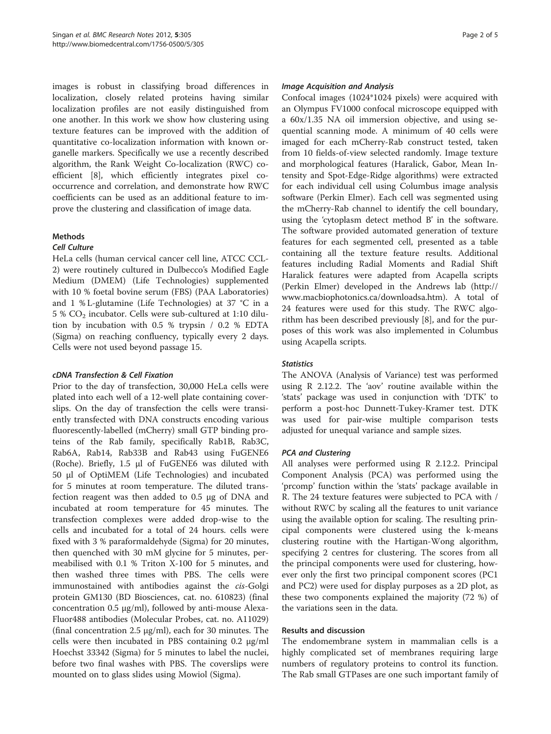images is robust in classifying broad differences in localization, closely related proteins having similar localization profiles are not easily distinguished from one another. In this work we show how clustering using texture features can be improved with the addition of quantitative co-localization information with known organelle markers. Specifically we use a recently described algorithm, the Rank Weight Co-localization (RWC) coefficient [8], which efficiently integrates pixel cooccurrence and correlation, and demonstrate how RWC coefficients can be used as an additional feature to improve the clustering and classification of image data.

## Methods

### *Cell Culture*

HeLa cells (human cervical cancer cell line, ATCC CCL-2) were routinely cultured in Dulbecco's Modified Eagle Medium (DMEM) (Life Technologies) supplemented with 10 % foetal bovine serum (FBS) (PAA Laboratories) and 1 % L-glutamine (Life Technologies) at 37 °C in a 5 % $CO_2$ incubator. Cells were sub-cultured at 1:10 dilution by incubation with 0.5 % trypsin / 0.2 % EDTA (Sigma) on reaching confluency, typically every 2 days. Cells were not used beyond passage 15.

### *cDNA Transfection & Cell Fixation*

Prior to the day of transfection, 30,000 HeLa cells were plated into each well of a 12-well plate containing coverslips. On the day of transfection the cells were transiently transfected with DNA constructs encoding various fluorescently-labelled (mCherry) small GTP binding proteins of the Rab family, specifically Rab1B, Rab3C, Rab6A, Rab14, Rab33B and Rab43 using FuGENE6 (Roche). Briefly, 1.5 μl of FuGENE6 was diluted with 50 μl of OptiMEM (Life Technologies) and incubated for 5 minutes at room temperature. The diluted transfection reagent was then added to 0.5 μg of DNA and incubated at room temperature for 45 minutes. The transfection complexes were added drop-wise to the cells and incubated for a total of 24 hours. cells were fixed with 3 % paraformaldehyde (Sigma) for 20 minutes, then quenched with 30 mM glycine for 5 minutes, permeabilised with 0.1 % Triton X-100 for 5 minutes, and then washed three times with PBS. The cells were immunostained with antibodies against the *cis*-Golgi protein GM130 (BD Biosciences, cat. no. 610823) (final concentration 0.5 μg/ml), followed by anti-mouse Alexa-Fluor488 antibodies (Molecular Probes, cat. no. A11029) (final concentration 2.5 μg/ml), each for 30 minutes. The cells were then incubated in PBS containing 0.2 μg/ml Hoechst 33342 (Sigma) for 5 minutes to label the nuclei, before two final washes with PBS. The coverslips were mounted on to glass slides using Mowiol (Sigma).

### *Image Acquisition and Analysis*

Confocal images (1024*1024 pixels) were acquired with an Olympus FV1000 confocal microscope equipped with a 60x/1.35 NA oil immersion objective, and using sequential scanning mode. A minimum of 40 cells were imaged for each mCherry-Rab construct tested, taken from 10 fields-of-view selected randomly. Image texture and morphological features (Haralick, Gabor, Mean Intensity and Spot-Edge-Ridge algorithms) were extracted for each individual cell using Columbus image analysis software (Perkin Elmer). Each cell was segmented using the mCherry-Rab channel to identify the cell boundary, using the 'cytoplasm detect method B' in the software. The software provided automated generation of texture features for each segmented cell, presented as a table containing all the texture feature results. Additional features including Radial Moments and Radial Shift Haralick features were adapted from Acapella scripts (Perkin Elmer) developed in the Andrews lab (http://www.macbiophotonics.ca/downloadsa.htm). A total of 24 features were used for this study. The RWC algorithm has been described previously [8], and for the purposes of this work was also implemented in Columbus using Acapella scripts.

### *Statistics*

The ANOVA (Analysis of Variance) test was performed using R 2.12.2. The 'aov' routine available within the 'stats' package was used in conjunction with 'DTK' to perform a post-hoc Dunnett-Tukey-Kramer test. DTK was used for pair-wise multiple comparison tests adjusted for unequal variance and sample sizes.

### *PCA and Clustering*

All analyses were performed using R 2.12.2. Principal Component Analysis (PCA) was performed using the 'prcomp' function within the 'stats' package available in R. The 24 texture features were subjected to PCA with / without RWC by scaling all the features to unit variance using the available option for scaling. The resulting principal components were clustered using the k-means clustering routine with the Hartigan-Wong algorithm, specifying 2 centres for clustering. The scores from all the principal components were used for clustering, however only the first two principal component scores (PC1 and PC2) were used for display purposes as a 2D plot, as these two components explained the majority (72 %) of the variations seen in the data.

## Results and discussion

The endomembrane system in mammalian cells is a highly complicated set of membranes requiring large numbers of regulatory proteins to control its function. The Rab small GTPases are one such important family of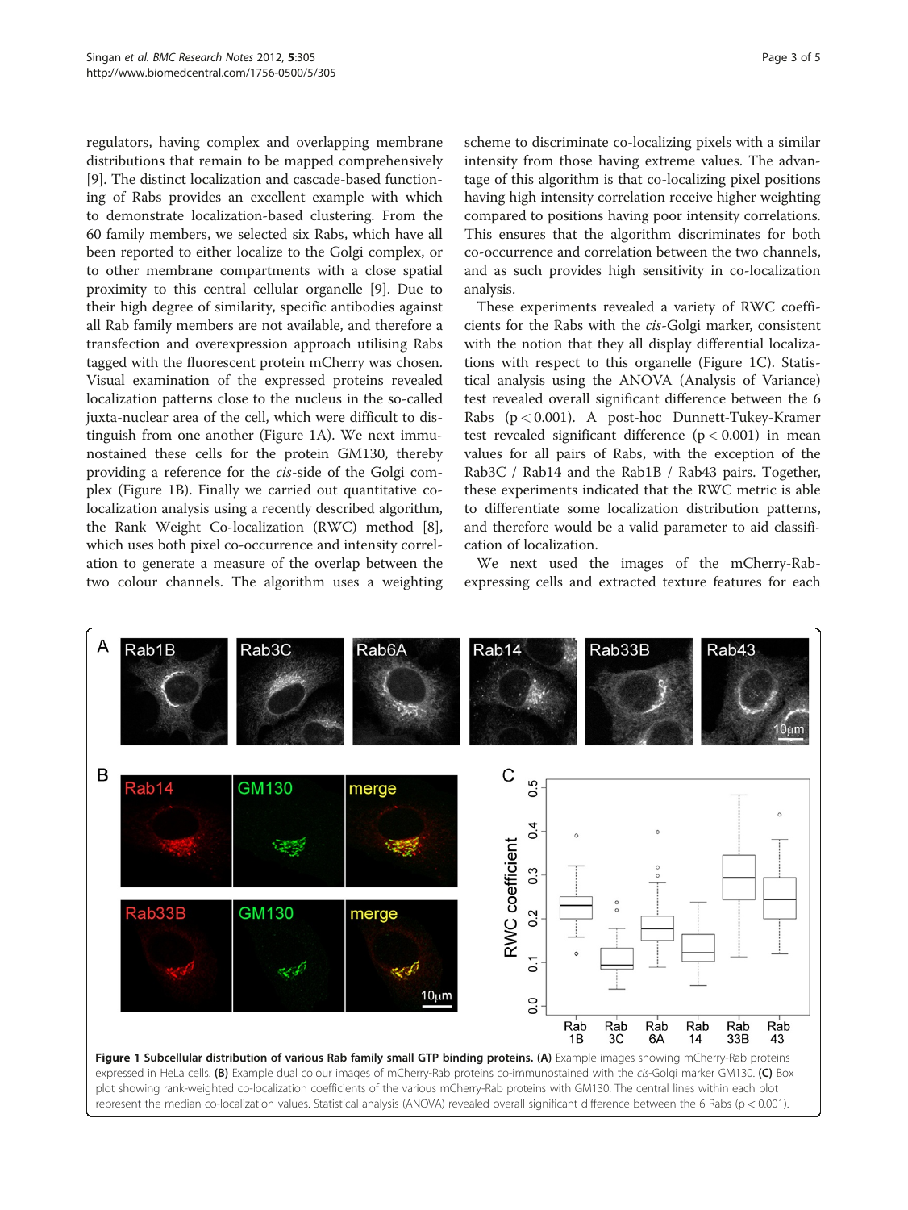regulators, having complex and overlapping membrane distributions that remain to be mapped comprehensively [9]. The distinct localization and cascade-based functioning of Rabs provides an excellent example with which to demonstrate localization-based clustering. From the 60 family members, we selected six Rabs, which have all been reported to either localize to the Golgi complex, or to other membrane compartments with a close spatial proximity to this central cellular organelle [9]. Due to their high degree of similarity, specific antibodies against all Rab family members are not available, and therefore a transfection and overexpression approach utilising Rabs tagged with the fluorescent protein mCherry was chosen. Visual examination of the expressed proteins revealed localization patterns close to the nucleus in the so-called juxta-nuclear area of the cell, which were difficult to distinguish from one another (Figure 1A). We next immunostained these cells for the protein GM130, thereby providing a reference for the *cis*-side of the Golgi complex (Figure 1B). Finally we carried out quantitative co-localization analysis using a recently described algorithm, the Rank Weight Co-localization (RWC) method [8], which uses both pixel co-occurrence and intensity correlation to generate a measure of the overlap between the two colour channels. The algorithm uses a weighting scheme to discriminate co-localizing pixels with a similar intensity from those having extreme values. The advantage of this algorithm is that co-localizing pixel positions having high intensity correlation receive higher weighting compared to positions having poor intensity correlations. This ensures that the algorithm discriminates for both co-occurrence and correlation between the two channels, and as such provides high sensitivity in co-localization analysis.

These experiments revealed a variety of RWC coefficients for the Rabs with the *cis*-Golgi marker, consistent with the notion that they all display differential localizations with respect to this organelle (Figure 1C). Statistical analysis using the ANOVA (Analysis of Variance) test revealed overall significant difference between the 6 Rabs ($p < 0.001$). A post-hoc Dunnett-Tukey-Kramer test revealed significant difference ($p < 0.001$) in mean values for all pairs of Rabs, with the exception of the Rab3C / Rab14 and the Rab1B / Rab43 pairs. Together, these experiments indicated that the RWC metric is able to differentiate some localization distribution patterns, and therefore would be a valid parameter to aid classification of localization.

We next used the images of the mCherry-Rab-expressing cells and extracted texture features for each

**Figure 1 Subcellular distribution of various Rab family small GTP binding proteins. (A)** Example images showing mCherry-Rab proteins expressed in HeLa cells. **(B)** Example dual colour images of mCherry-Rab proteins co-immunostained with the *cis*-Golgi marker GM130. **(C)** Box plot showing rank-weighted co-localization coefficients of the various mCherry-Rab proteins with GM130. The central lines within each plot represent the median co-localization values. Statistical analysis (ANOVA) revealed overall significant difference between the 6 Rabs ($p < 0.001$).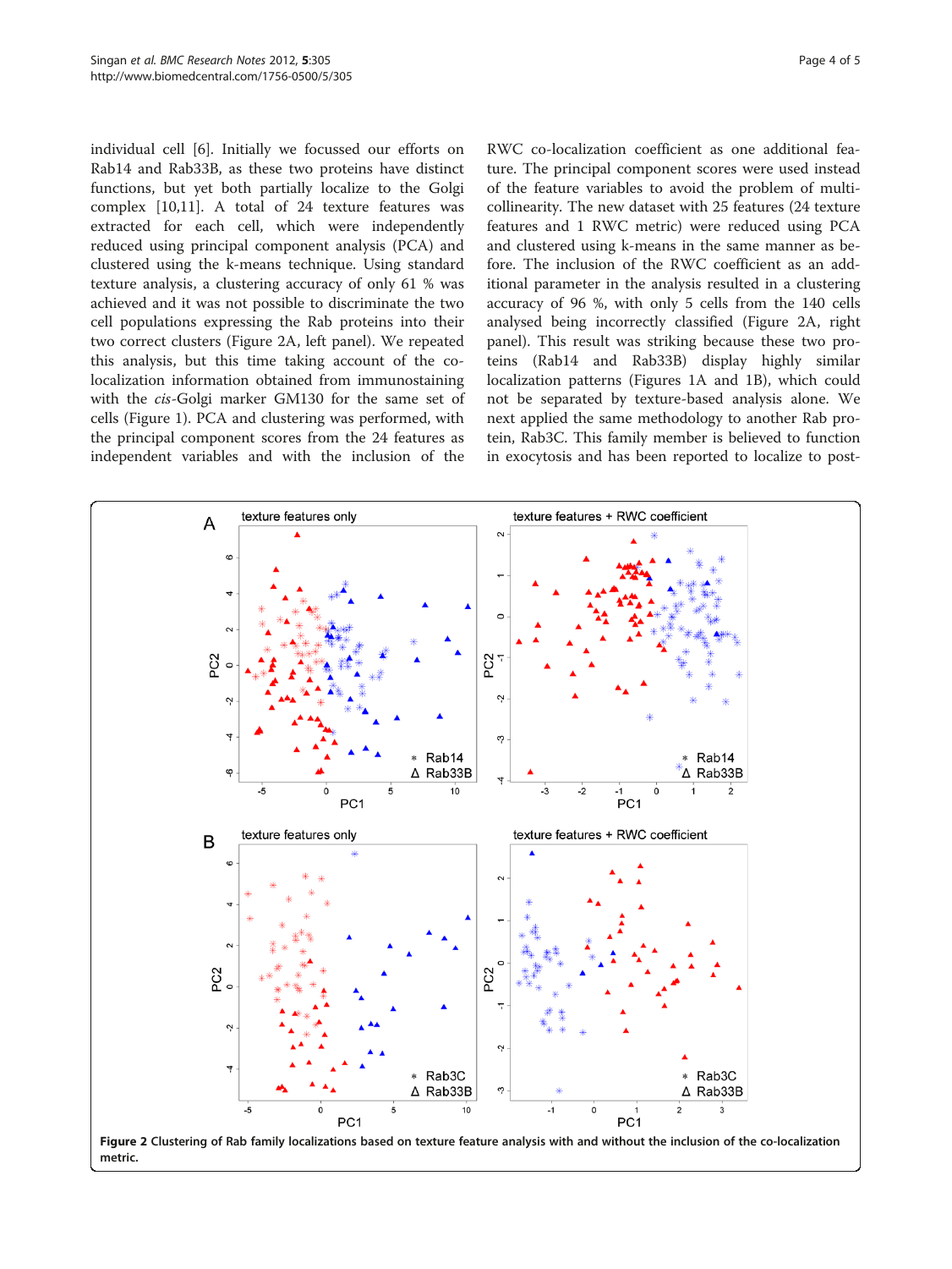individual cell [6]. Initially we focussed our efforts on Rab14 and Rab33B, as these two proteins have distinct functions, but yet both partially localize to the Golgi complex [10,11]. A total of 24 texture features was extracted for each cell, which were independently reduced using principal component analysis (PCA) and clustered using the k-means technique. Using standard texture analysis, a clustering accuracy of only 61 % was achieved and it was not possible to discriminate the two cell populations expressing the Rab proteins into their two correct clusters (Figure 2A, left panel). We repeated this analysis, but this time taking account of the co-localization information obtained from immunostaining with the *cis*-Golgi marker GM130 for the same set of cells (Figure 1). PCA and clustering was performed, with the principal component scores from the 24 features as independent variables and with the inclusion of the RWC co-localization coefficient as one additional feature. The principal component scores were used instead of the feature variables to avoid the problem of multicollinearity. The new dataset with 25 features (24 texture features and 1 RWC metric) were reduced using PCA and clustered using k-means in the same manner as before. The inclusion of the RWC coefficient as an additional parameter in the analysis resulted in a clustering accuracy of 96 %, with only 5 cells from the 140 cells analysed being incorrectly classified (Figure 2A, right panel). This result was striking because these two proteins (Rab14 and Rab33B) display highly similar localization patterns (Figures 1A and 1B), which could not be separated by texture-based analysis alone. We next applied the same methodology to another Rab protein, Rab3C. This family member is believed to function in exocytosis and has been reported to localize to post-

**Figure 2 Clustering of Rab family localizations based on texture feature analysis with and without the inclusion of the co-localization metric.**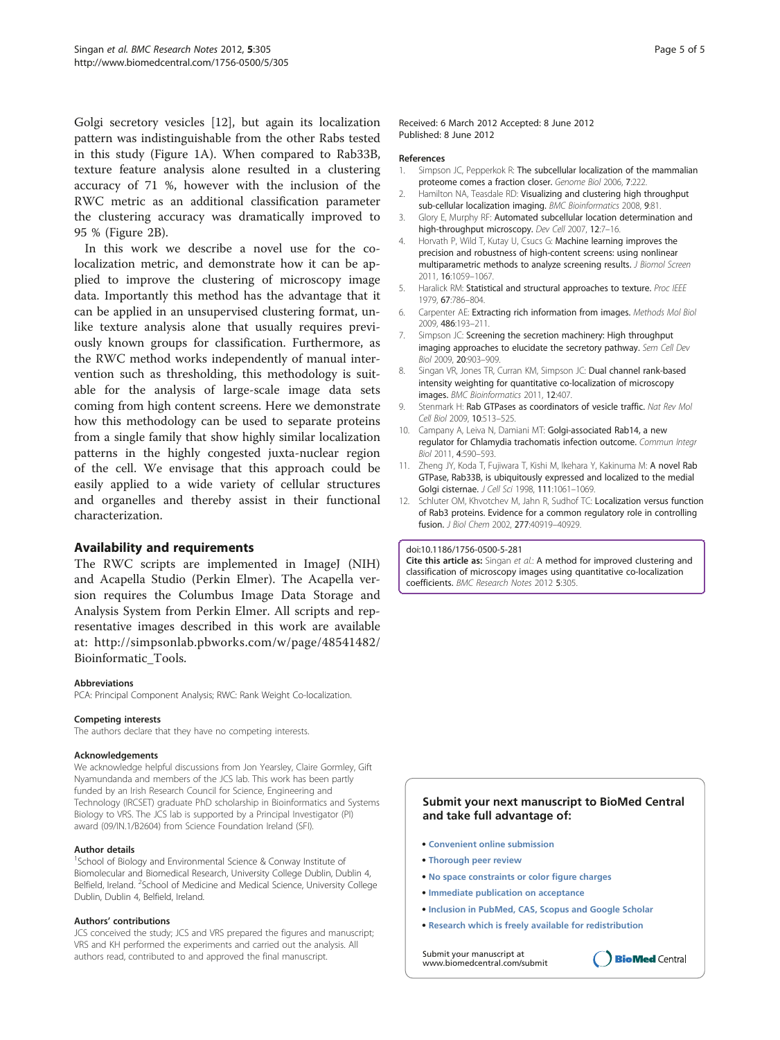Golgi secretory vesicles [12], but again its localization pattern was indistinguishable from the other Rabs tested in this study (Figure 1A). When compared to Rab33B, texture feature analysis alone resulted in a clustering accuracy of 71 %, however with the inclusion of the RWC metric as an additional classification parameter the clustering accuracy was dramatically improved to 95 % (Figure 2B).

In this work we describe a novel use for the co-localization metric, and demonstrate how it can be applied to improve the clustering of microscopy image data. Importantly this method has the advantage that it can be applied in an unsupervised clustering format, unlike texture analysis alone that usually requires previously known groups for classification. Furthermore, as the RWC method works independently of manual intervention such as thresholding, this methodology is suitable for the analysis of large-scale image data sets coming from high content screens. Here we demonstrate how this methodology can be used to separate proteins from a single family that show highly similar localization patterns in the highly congested juxta-nuclear region of the cell. We envisage that this approach could be easily applied to a wide variety of cellular structures and organelles and thereby assist in their functional characterization.

## Availability and requirements

The RWC scripts are implemented in ImageJ (NIH) and Acapella Studio (Perkin Elmer). The Acapella version requires the Columbus Image Data Storage and Analysis System from Perkin Elmer. All scripts and representative images described in this work are available at: http://simpsonlab.pbworks.com/w/page/48541482/Bioinformatic_Tools.

#### Abbreviations

PCA: Principal Component Analysis; RWC: Rank Weight Co-localization.

#### Competing interests

The authors declare that they have no competing interests.

#### Acknowledgements

We acknowledge helpful discussions from Jon Yearsley, Claire Gormley, Gift Nyamundanda and members of the JCS lab. This work has been partly funded by an Irish Research Council for Science, Engineering and Technology (IRCSET) graduate PhD scholarship in Bioinformatics and Systems Biology to VRS. The JCS lab is supported by a Principal Investigator (PI) award (09/IN.1/B2604) from Science Foundation Ireland (SFI).

#### Author details

[1]School of Biology and Environmental Science & Conway Institute of Biomolecular and Biomedical Research, University College Dublin, Dublin 4, Belfield, Ireland. [2]School of Medicine and Medical Science, University College Dublin, Dublin 4, Belfield, Ireland.

#### Authors' contributions

JCS conceived the study; JCS and VRS prepared the figures and manuscript; VRS and KH performed the experiments and carried out the analysis. All authors read, contributed to and approved the final manuscript.

Received: 6 March 2012 Accepted: 8 June 2012
Published: 8 June 2012

#### References

1. Simpson JC, Pepperkok R: **The subcellular localization of the mammalian proteome comes a fraction closer.** *Genome Biol* 2006, **7**:222.
2. Hamilton NA, Teasdale RD: **Visualizing and clustering high throughput sub-cellular localization imaging.** *BMC Bioinformatics* 2008, **9**:81.
3. Glory E, Murphy RF: **Automated subcellular location determination and high-throughput microscopy.** *Dev Cell* 2007, **12**:7–16.
4. Horvath P, Wild T, Kutay U, Csucs G: **Machine learning improves the precision and robustness of high-content screens: using nonlinear multiparametric methods to analyze screening results.** *J Biomol Screen* 2011, **16**:1059–1067.
5. Haralick RM: **Statistical and structural approaches to texture.** *Proc IEEE* 1979, **67**:786–804.
6. Carpenter AE: **Extracting rich information from images.** *Methods Mol Biol* 2009, **486**:193–211.
7. Simpson JC: **Screening the secretion machinery: High throughput imaging approaches to elucidate the secretory pathway.** *Sem Cell Dev Biol* 2009, **20**:903–909.
8. Singan VR, Jones TR, Curran KM, Simpson JC: **Dual channel rank-based intensity weighting for quantitative co-localization of microscopy images.** *BMC Bioinformatics* 2011, **12**:407.
9. Stenmark H: **Rab GTPases as coordinators of vesicle traffic.** *Nat Rev Mol Cell Biol* 2009, **10**:513–525.
10. Campany A, Leiva N, Damiani MT: **Golgi-associated Rab14, a new regulator for Chlamydia trachomatis infection outcome.** *Commun Integr Biol* 2011, **4**:590–593.
11. Zheng JY, Koda T, Fujiwara T, Kishi M, Ikehara Y, Kakinuma M: **A novel Rab GTPase, Rab33B, is ubiquitously expressed and localized to the medial Golgi cisternae.** *J Cell Sci* 1998, **111**:1061–1069.
12. Schluter OM, Khvotchev M, Jahn R, Sudhof TC: **Localization versus function of Rab3 proteins. Evidence for a common regulatory role in controlling fusion.** *J Biol Chem* 2002, **277**:40919–40929.

doi:10.1186/1756-0500-5-281
**Cite this article as:** Singan *et al.*: A method for improved clustering and classification of microscopy images using quantitative co-localization coefficients. *BMC Research Notes* 2012 **5**:305.

**Submit your next manuscript to BioMed Central and take full advantage of:**

- **Convenient online submission**
- **Thorough peer review**
- **No space constraints or color figure charges**
- **Immediate publication on acceptance**
- **Inclusion in PubMed, CAS, Scopus and Google Scholar**
- **Research which is freely available for redistribution**

Submit your manuscript at
www.biomedcentral.com/submit